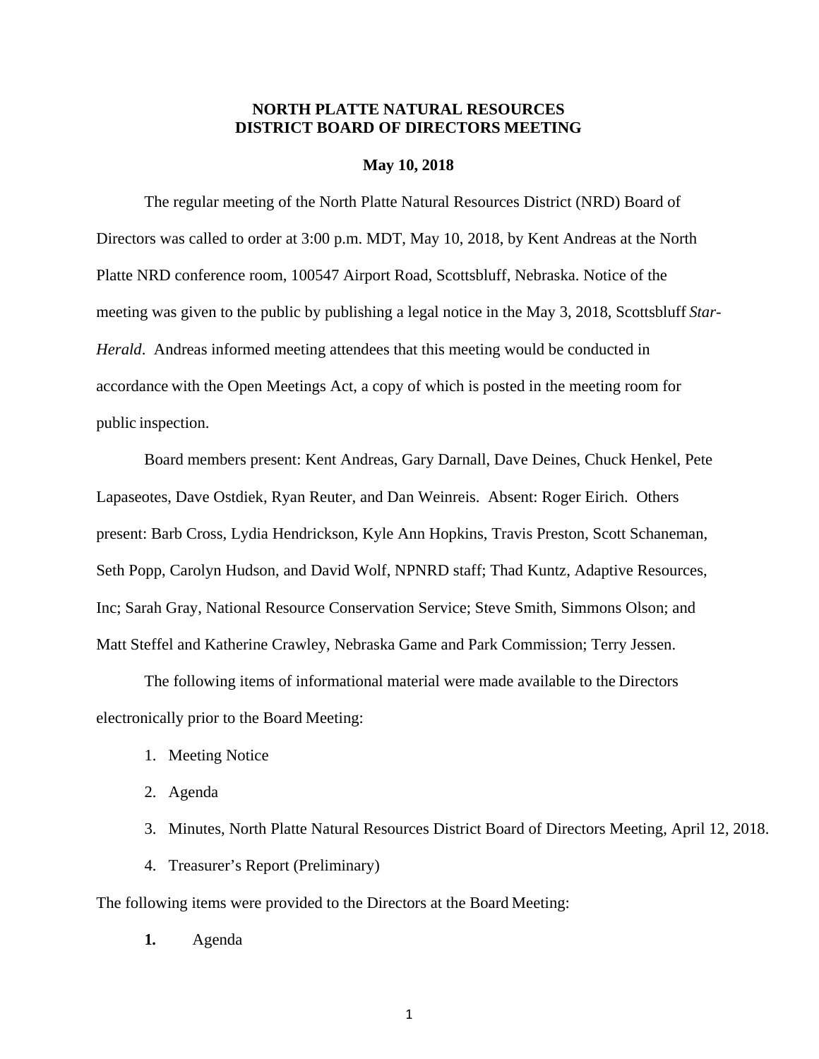# NORTH PLATTE NATURAL RESOURCES DISTRICT BOARD OF DIRECTORS MEETING

**May 10, 2018**

The regular meeting of the North Platte Natural Resources District (NRD) Board of Directors was called to order at 3:00 p.m. MDT, May 10, 2018, by Kent Andreas at the North Platte NRD conference room, 100547 Airport Road, Scottsbluff, Nebraska. Notice of the meeting was given to the public by publishing a legal notice in the May 3, 2018, Scottsbluff *Star-Herald*. Andreas informed meeting attendees that this meeting would be conducted in accordance with the Open Meetings Act, a copy of which is posted in the meeting room for public inspection.

Board members present: Kent Andreas, Gary Darnall, Dave Deines, Chuck Henkel, Pete Lapaseotes, Dave Ostdiek, Ryan Reuter, and Dan Weinreis. Absent: Roger Eirich. Others present: Barb Cross, Lydia Hendrickson, Kyle Ann Hopkins, Travis Preston, Scott Schaneman, Seth Popp, Carolyn Hudson, and David Wolf, NPNRD staff; Thad Kuntz, Adaptive Resources, Inc; Sarah Gray, National Resource Conservation Service; Steve Smith, Simmons Olson; and Matt Steffel and Katherine Crawley, Nebraska Game and Park Commission; Terry Jessen.

The following items of informational material were made available to the Directors electronically prior to the Board Meeting:

1. Meeting Notice
2. Agenda
3. Minutes, North Platte Natural Resources District Board of Directors Meeting, April 12, 2018.
4. Treasurer's Report (Preliminary)

The following items were provided to the Directors at the Board Meeting:

**1.** Agenda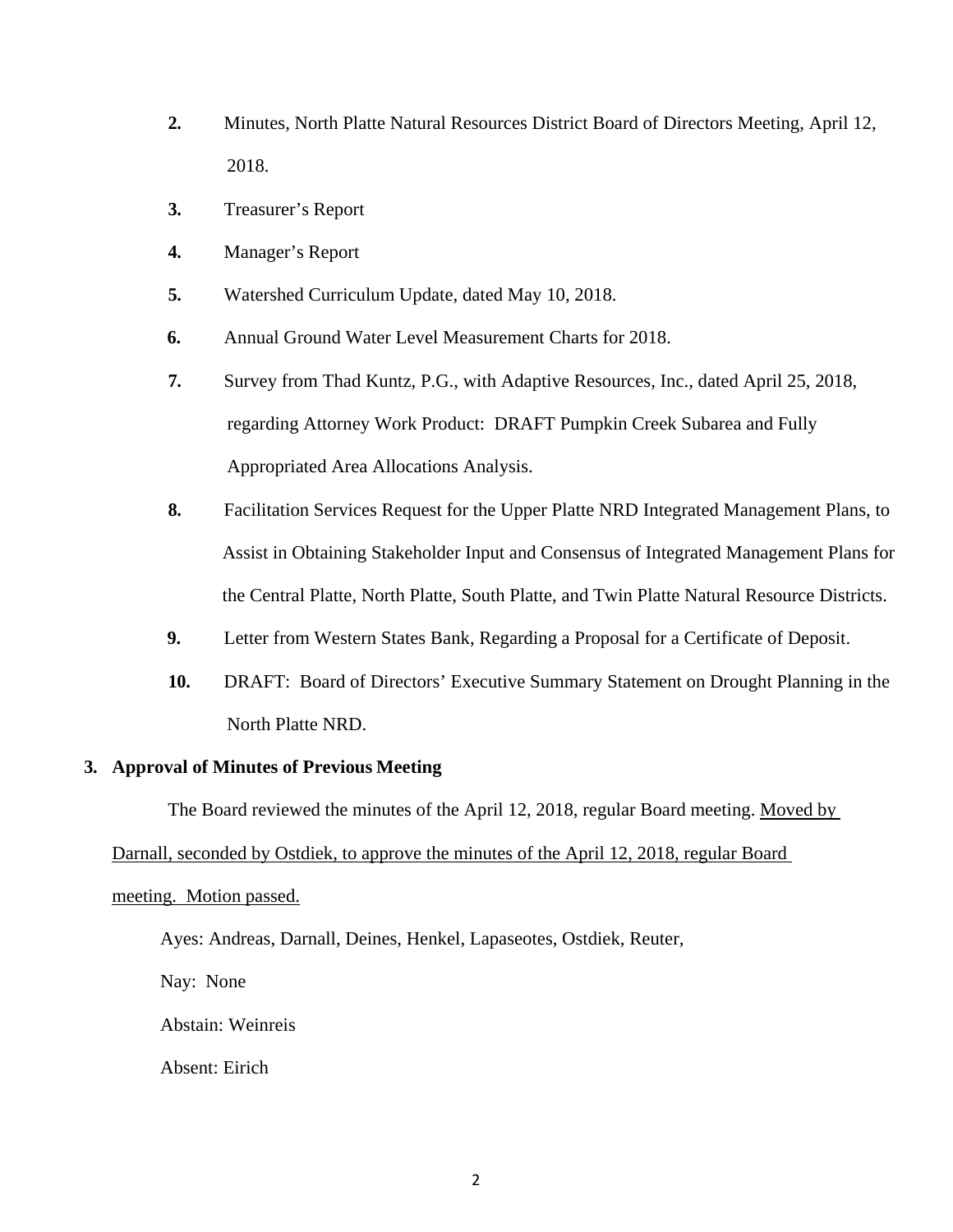2. Minutes, North Platte Natural Resources District Board of Directors Meeting, April 12, 2018.

3. Treasurer's Report

4. Manager's Report

5. Watershed Curriculum Update, dated May 10, 2018.

6. Annual Ground Water Level Measurement Charts for 2018.

7. Survey from Thad Kuntz, P.G., with Adaptive Resources, Inc., dated April 25, 2018, regarding Attorney Work Product: DRAFT Pumpkin Creek Subarea and Fully Appropriated Area Allocations Analysis.

8. Facilitation Services Request for the Upper Platte NRD Integrated Management Plans, to Assist in Obtaining Stakeholder Input and Consensus of Integrated Management Plans for the Central Platte, North Platte, South Platte, and Twin Platte Natural Resource Districts.

9. Letter from Western States Bank, Regarding a Proposal for a Certificate of Deposit.

10. DRAFT: Board of Directors' Executive Summary Statement on Drought Planning in the North Platte NRD.

**3. Approval of Minutes of Previous Meeting**

The Board reviewed the minutes of the April 12, 2018, regular Board meeting. Moved by Darnall, seconded by Ostdiek, to approve the minutes of the April 12, 2018, regular Board meeting. Motion passed.

Ayes: Andreas, Darnall, Deines, Henkel, Lapaseotes, Ostdiek, Reuter,

Nay: None

Abstain: Weinreis

Absent: Eirich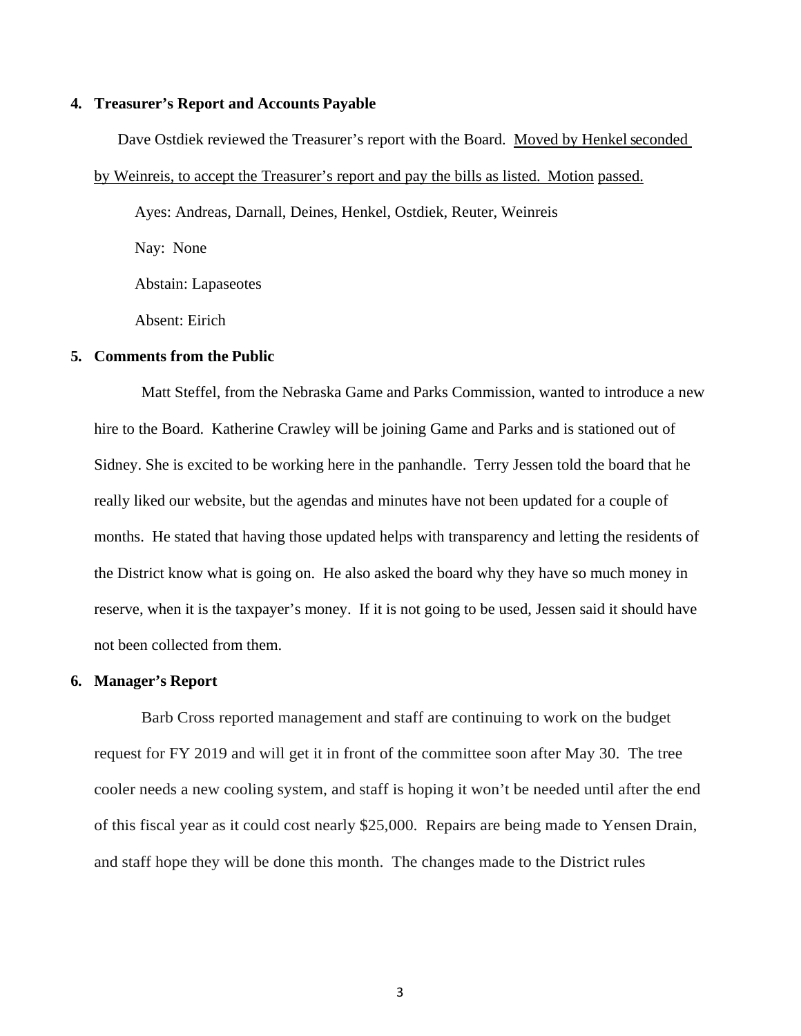**4. Treasurer's Report and Accounts Payable**

Dave Ostdiek reviewed the Treasurer's report with the Board. Moved by Henkel seconded by Weinreis, to accept the Treasurer's report and pay the bills as listed. Motion passed.

Ayes: Andreas, Darnall, Deines, Henkel, Ostdiek, Reuter, Weinreis

Nay: None

Abstain: Lapaseotes

Absent: Eirich

**5. Comments from the Public**

Matt Steffel, from the Nebraska Game and Parks Commission, wanted to introduce a new hire to the Board. Katherine Crawley will be joining Game and Parks and is stationed out of Sidney. She is excited to be working here in the panhandle. Terry Jessen told the board that he really liked our website, but the agendas and minutes have not been updated for a couple of months. He stated that having those updated helps with transparency and letting the residents of the District know what is going on. He also asked the board why they have so much money in reserve, when it is the taxpayer's money. If it is not going to be used, Jessen said it should have not been collected from them.

**6. Manager's Report**

Barb Cross reported management and staff are continuing to work on the budget request for FY 2019 and will get it in front of the committee soon after May 30. The tree cooler needs a new cooling system, and staff is hoping it won't be needed until after the end of this fiscal year as it could cost nearly $25,000. Repairs are being made to Yensen Drain, and staff hope they will be done this month. The changes made to the District rules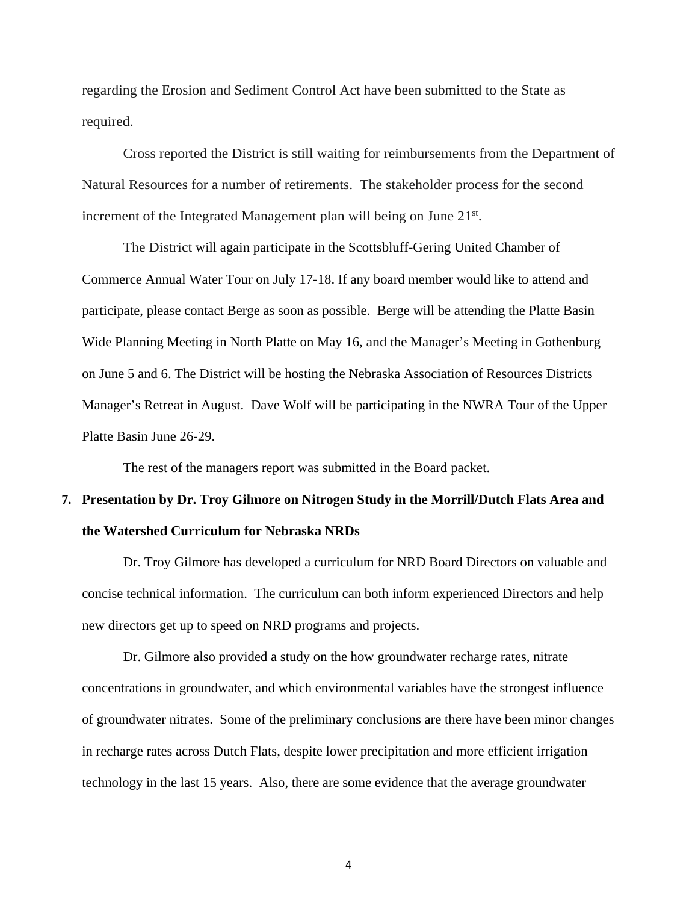regarding the Erosion and Sediment Control Act have been submitted to the State as required.

Cross reported the District is still waiting for reimbursements from the Department of Natural Resources for a number of retirements. The stakeholder process for the second increment of the Integrated Management plan will being on June 21st.

The District will again participate in the Scottsbluff-Gering United Chamber of Commerce Annual Water Tour on July 17-18. If any board member would like to attend and participate, please contact Berge as soon as possible. Berge will be attending the Platte Basin Wide Planning Meeting in North Platte on May 16, and the Manager's Meeting in Gothenburg on June 5 and 6. The District will be hosting the Nebraska Association of Resources Districts Manager's Retreat in August. Dave Wolf will be participating in the NWRA Tour of the Upper Platte Basin June 26-29.

The rest of the managers report was submitted in the Board packet.

**7. Presentation by Dr. Troy Gilmore on Nitrogen Study in the Morrill/Dutch Flats Area and the Watershed Curriculum for Nebraska NRDs**

Dr. Troy Gilmore has developed a curriculum for NRD Board Directors on valuable and concise technical information. The curriculum can both inform experienced Directors and help new directors get up to speed on NRD programs and projects.

Dr. Gilmore also provided a study on the how groundwater recharge rates, nitrate concentrations in groundwater, and which environmental variables have the strongest influence of groundwater nitrates. Some of the preliminary conclusions are there have been minor changes in recharge rates across Dutch Flats, despite lower precipitation and more efficient irrigation technology in the last 15 years. Also, there are some evidence that the average groundwater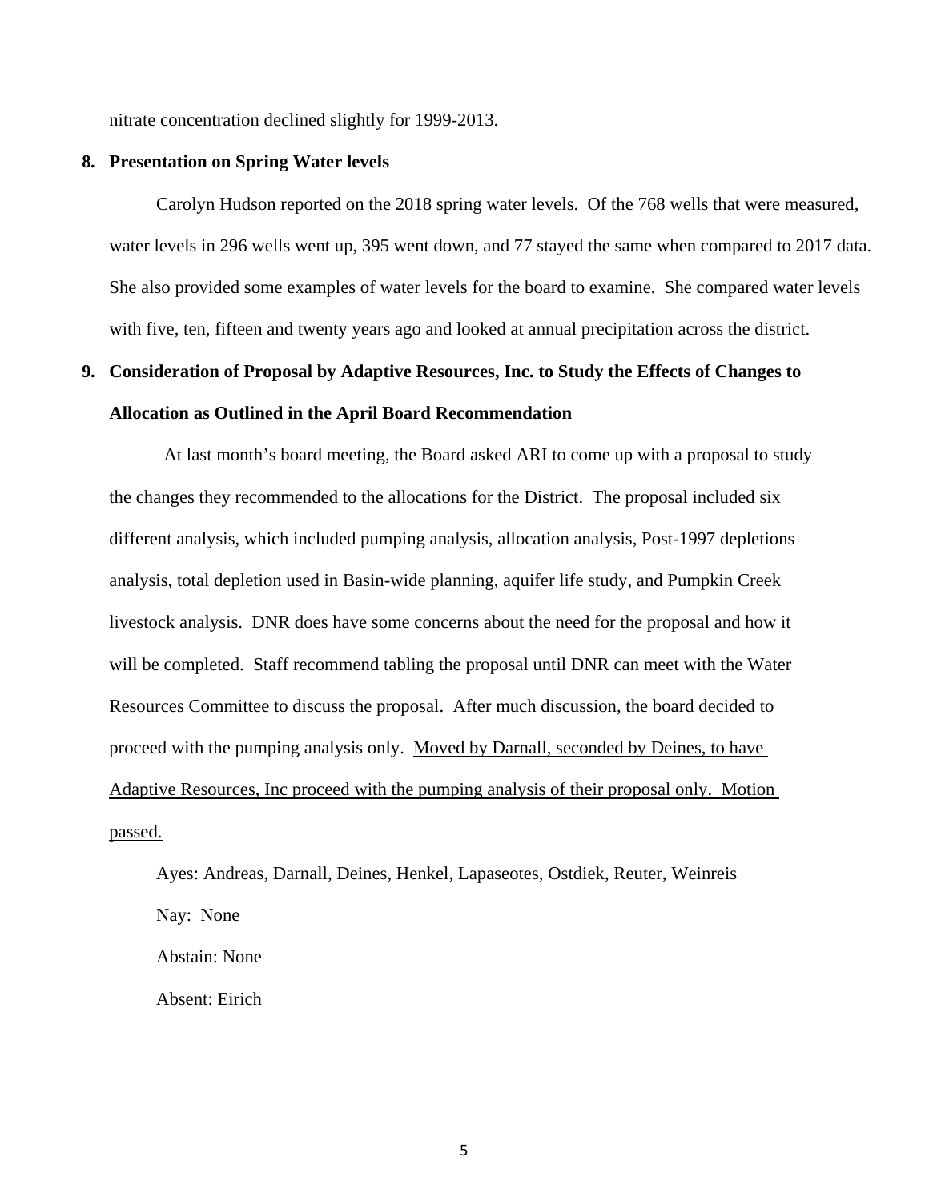nitrate concentration declined slightly for 1999-2013.

**8. Presentation on Spring Water levels**

Carolyn Hudson reported on the 2018 spring water levels. Of the 768 wells that were measured, water levels in 296 wells went up, 395 went down, and 77 stayed the same when compared to 2017 data. She also provided some examples of water levels for the board to examine. She compared water levels with five, ten, fifteen and twenty years ago and looked at annual precipitation across the district.

**9. Consideration of Proposal by Adaptive Resources, Inc. to Study the Effects of Changes to Allocation as Outlined in the April Board Recommendation**

At last month's board meeting, the Board asked ARI to come up with a proposal to study the changes they recommended to the allocations for the District. The proposal included six different analysis, which included pumping analysis, allocation analysis, Post-1997 depletions analysis, total depletion used in Basin-wide planning, aquifer life study, and Pumpkin Creek livestock analysis. DNR does have some concerns about the need for the proposal and how it will be completed. Staff recommend tabling the proposal until DNR can meet with the Water Resources Committee to discuss the proposal. After much discussion, the board decided to proceed with the pumping analysis only. <u>Moved by Darnall, seconded by Deines, to have Adaptive Resources, Inc proceed with the pumping analysis of their proposal only. Motion passed.</u>

Ayes: Andreas, Darnall, Deines, Henkel, Lapaseotes, Ostdiek, Reuter, Weinreis

Nay: None

Abstain: None

Absent: Eirich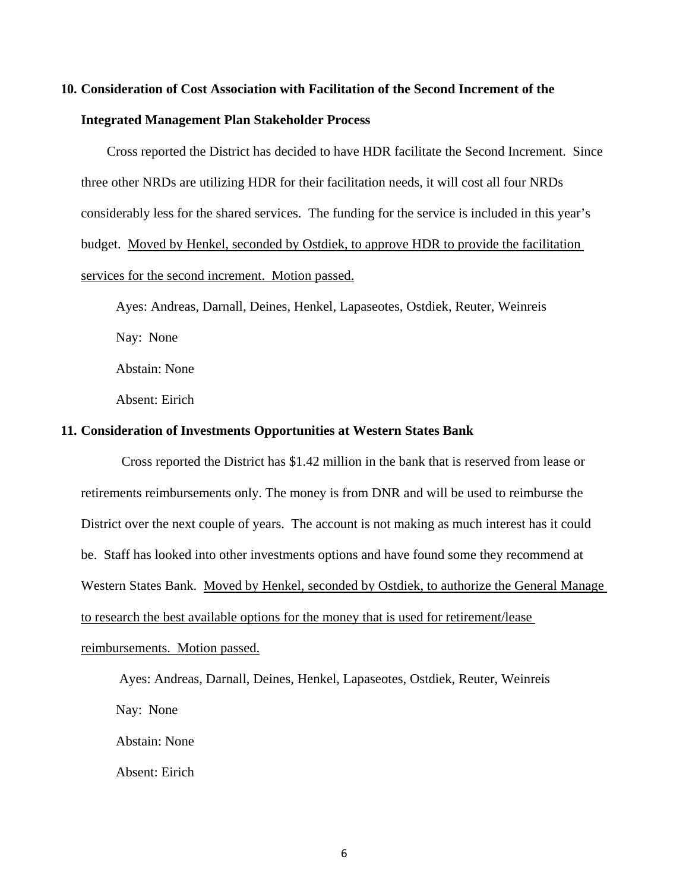**10. Consideration of Cost Association with Facilitation of the Second Increment of the Integrated Management Plan Stakeholder Process**

Cross reported the District has decided to have HDR facilitate the Second Increment. Since three other NRDs are utilizing HDR for their facilitation needs, it will cost all four NRDs considerably less for the shared services. The funding for the service is included in this year's budget. <u>Moved by Henkel, seconded by Ostdiek, to approve HDR to provide the facilitation services for the second increment. Motion passed.</u>

Ayes: Andreas, Darnall, Deines, Henkel, Lapaseotes, Ostdiek, Reuter, Weinreis

Nay: None

Abstain: None

Absent: Eirich

**11. Consideration of Investments Opportunities at Western States Bank**

Cross reported the District has $1.42 million in the bank that is reserved from lease or retirements reimbursements only. The money is from DNR and will be used to reimburse the District over the next couple of years. The account is not making as much interest has it could be. Staff has looked into other investments options and have found some they recommend at Western States Bank. <u>Moved by Henkel, seconded by Ostdiek, to authorize the General Manage to research the best available options for the money that is used for retirement/lease reimbursements. Motion passed.</u>

Ayes: Andreas, Darnall, Deines, Henkel, Lapaseotes, Ostdiek, Reuter, Weinreis

Nay: None

Abstain: None

Absent: Eirich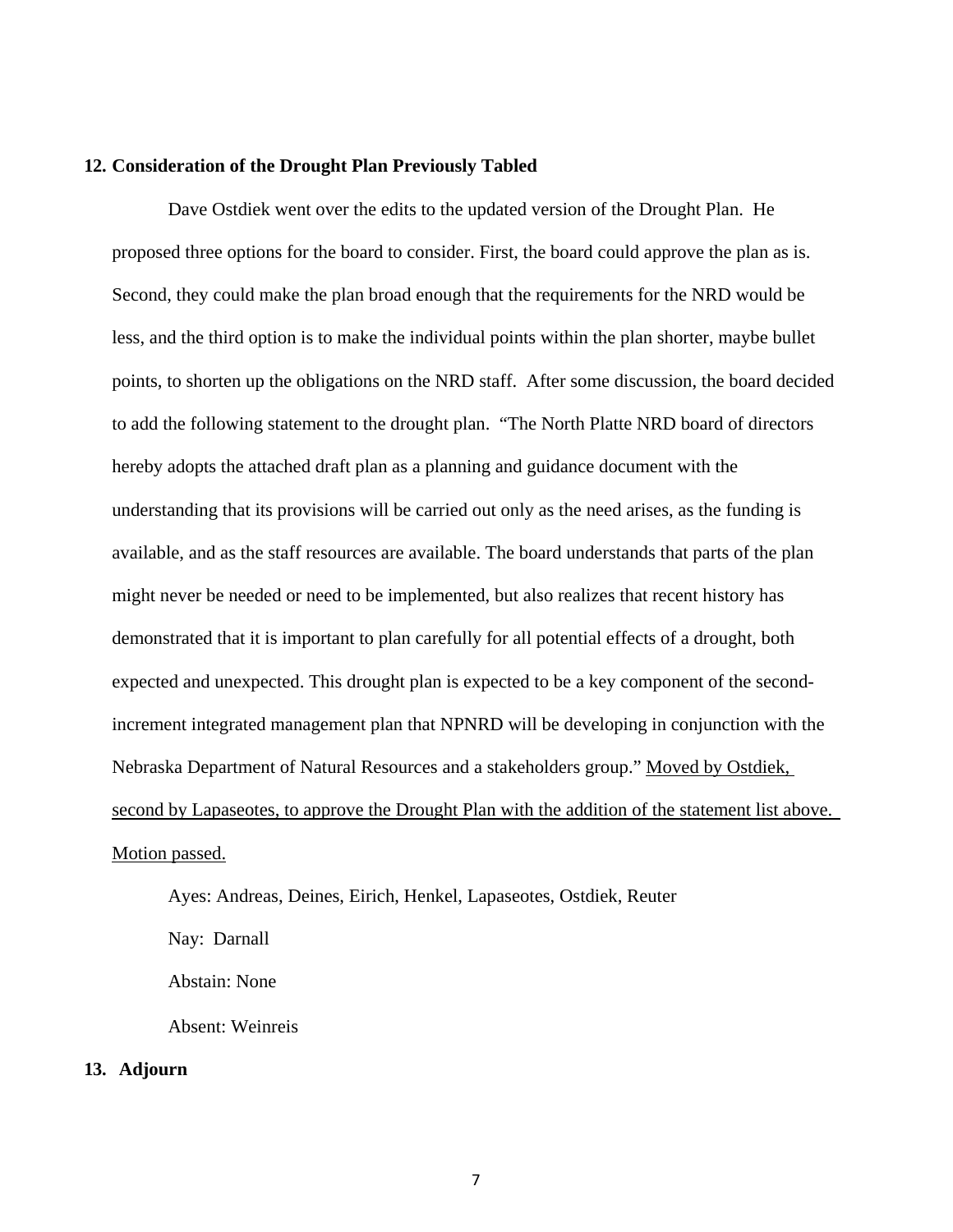**12. Consideration of the Drought Plan Previously Tabled**

Dave Ostdiek went over the edits to the updated version of the Drought Plan. He proposed three options for the board to consider. First, the board could approve the plan as is. Second, they could make the plan broad enough that the requirements for the NRD would be less, and the third option is to make the individual points within the plan shorter, maybe bullet points, to shorten up the obligations on the NRD staff. After some discussion, the board decided to add the following statement to the drought plan. "The North Platte NRD board of directors hereby adopts the attached draft plan as a planning and guidance document with the understanding that its provisions will be carried out only as the need arises, as the funding is available, and as the staff resources are available. The board understands that parts of the plan might never be needed or need to be implemented, but also realizes that recent history has demonstrated that it is important to plan carefully for all potential effects of a drought, both expected and unexpected. This drought plan is expected to be a key component of the second-increment integrated management plan that NPNRD will be developing in conjunction with the Nebraska Department of Natural Resources and a stakeholders group." Moved by Ostdiek, second by Lapaseotes, to approve the Drought Plan with the addition of the statement list above. Motion passed.

Ayes: Andreas, Deines, Eirich, Henkel, Lapaseotes, Ostdiek, Reuter

Nay: Darnall

Abstain: None

Absent: Weinreis

**13. Adjourn**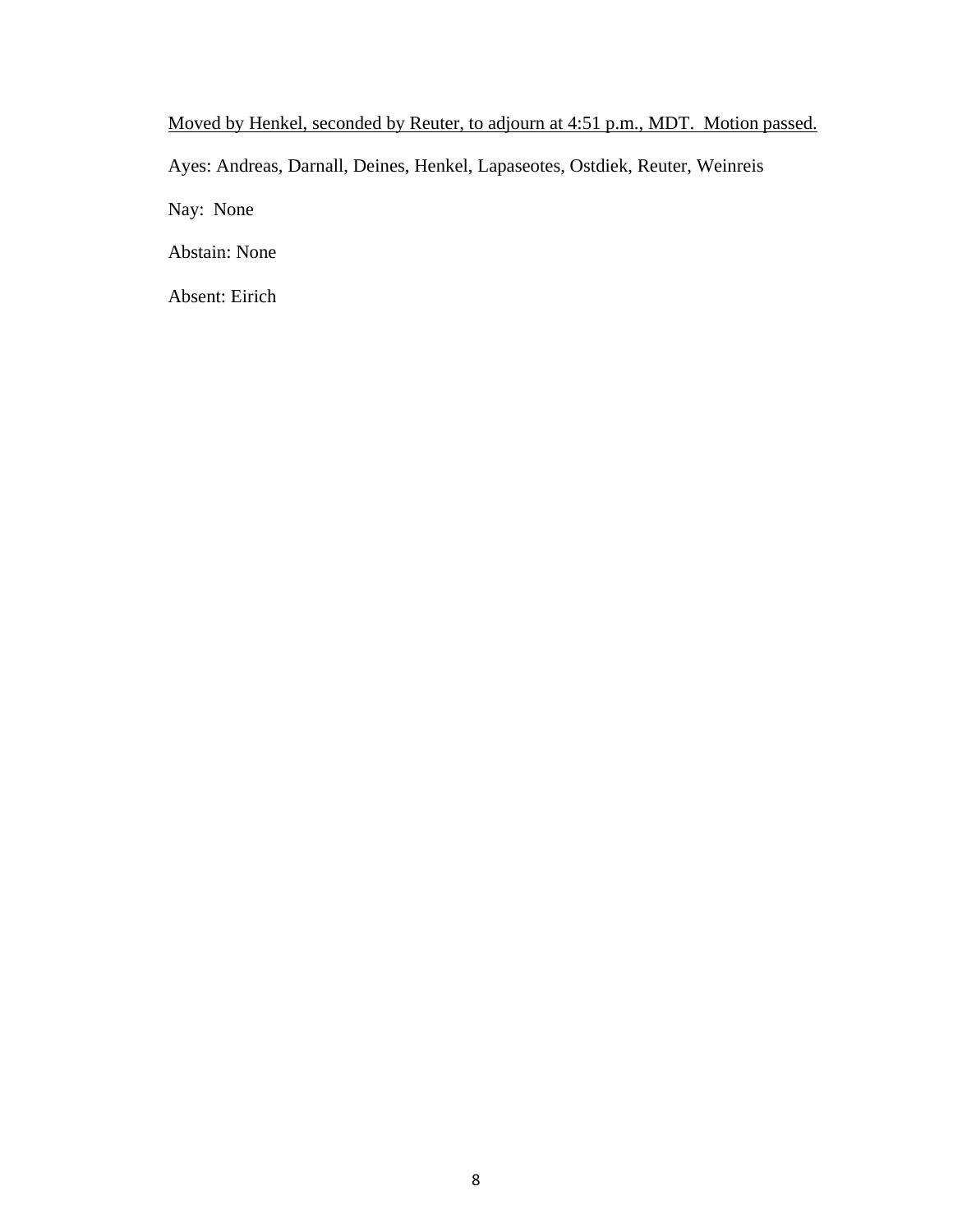<u>Moved by Henkel, seconded by Reuter, to adjourn at 4:51 p.m., MDT.  Motion passed.</u>

Ayes: Andreas, Darnall, Deines, Henkel, Lapaseotes, Ostdiek, Reuter, Weinreis

Nay:  None

Abstain: None

Absent: Eirich